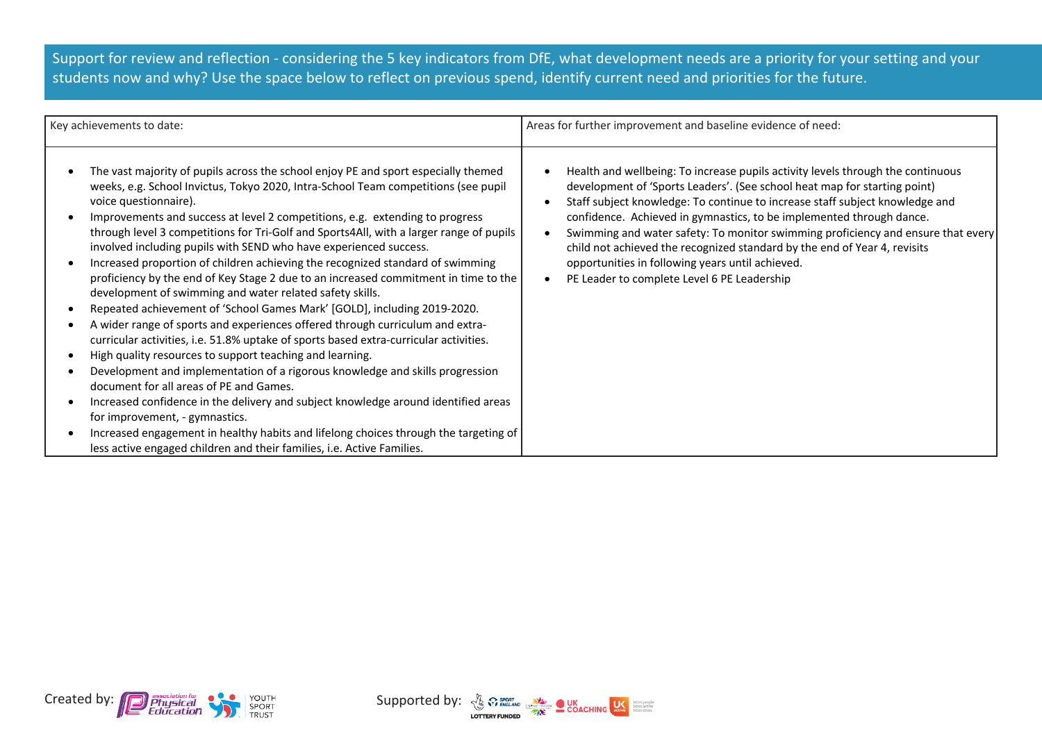Support for review and reflection - considering the 5 key indicators from DfE, what development needs are a priority for your setting and your students now and why? Use the space below to reflect on previous spend, identify current need and priorities for the future.

| Key achievements to date: | Areas for further improvement and baseline evidence of need: |
| --- | --- |
| • The vast majority of pupils across the school enjoy PE and sport especially themed weeks, e.g. School Invictus, Tokyo 2020, Intra-School Team competitions (see pupil voice questionnaire).<br>• Improvements and success at level 2 competitions, e.g. extending to progress through level 3 competitions for Tri-Golf and Sports4All, with a larger range of pupils involved including pupils with SEND who have experienced success.<br>• Increased proportion of children achieving the recognized standard of swimming proficiency by the end of Key Stage 2 due to an increased commitment in time to the development of swimming and water related safety skills.<br>• Repeated achievement of 'School Games Mark' [GOLD], including 2019-2020.<br>• A wider range of sports and experiences offered through curriculum and extra-curricular activities, i.e. 51.8% uptake of sports based extra-curricular activities.<br>• High quality resources to support teaching and learning.<br>• Development and implementation of a rigorous knowledge and skills progression document for all areas of PE and Games.<br>• Increased confidence in the delivery and subject knowledge around identified areas for improvement, - gymnastics.<br>• Increased engagement in healthy habits and lifelong choices through the targeting of less active engaged children and their families, i.e. Active Families. | • Health and wellbeing: To increase pupils activity levels through the continuous development of 'Sports Leaders'. (See school heat map for starting point)<br>• Staff subject knowledge: To continue to increase staff subject knowledge and confidence. Achieved in gymnastics, to be implemented through dance.<br>• Swimming and water safety: To monitor swimming proficiency and ensure that every child not achieved the recognized standard by the end of Year 4, revisits opportunities in following years until achieved.<br>• PE Leader to complete Level 6 PE Leadership |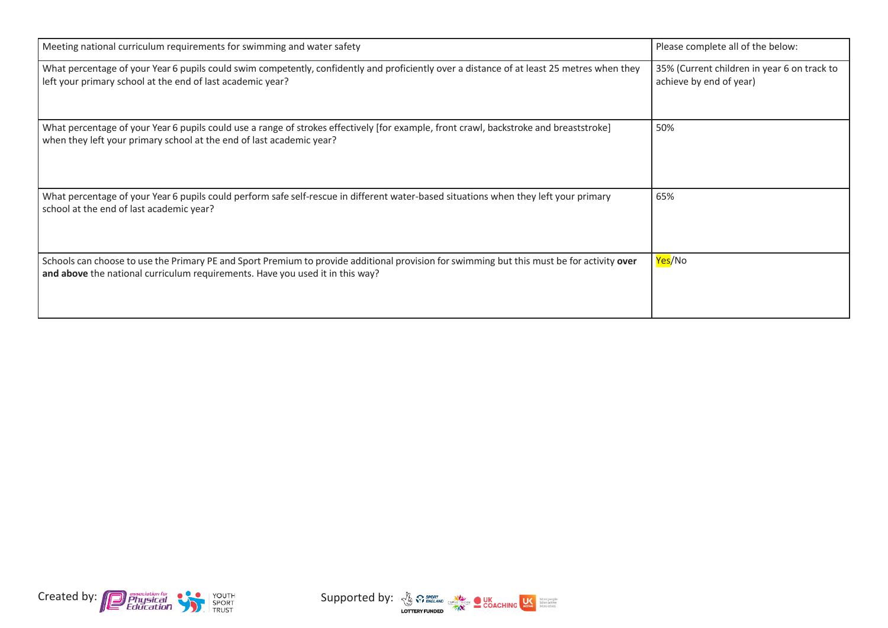| Meeting national curriculum requirements for swimming and water safety | Please complete all of the below: |
|---|---|
| What percentage of your Year 6 pupils could swim competently, confidently and proficiently over a distance of at least 25 metres when they left your primary school at the end of last academic year? | 35% (Current children in year 6 on track to achieve by end of year) |
| What percentage of your Year 6 pupils could use a range of strokes effectively [for example, front crawl, backstroke and breaststroke] when they left your primary school at the end of last academic year? | 50% |
| What percentage of your Year 6 pupils could perform safe self-rescue in different water-based situations when they left your primary school at the end of last academic year? | 65% |
| Schools can choose to use the Primary PE and Sport Premium to provide additional provision for swimming but this must be for activity **over and above** the national curriculum requirements. Have you used it in this way? | Yes/No |

Created by: Association for Physical Education, Youth Sport Trust

Supported by: Sport England (Lottery Funded), CSPNetwork, UK Coaching, UK Active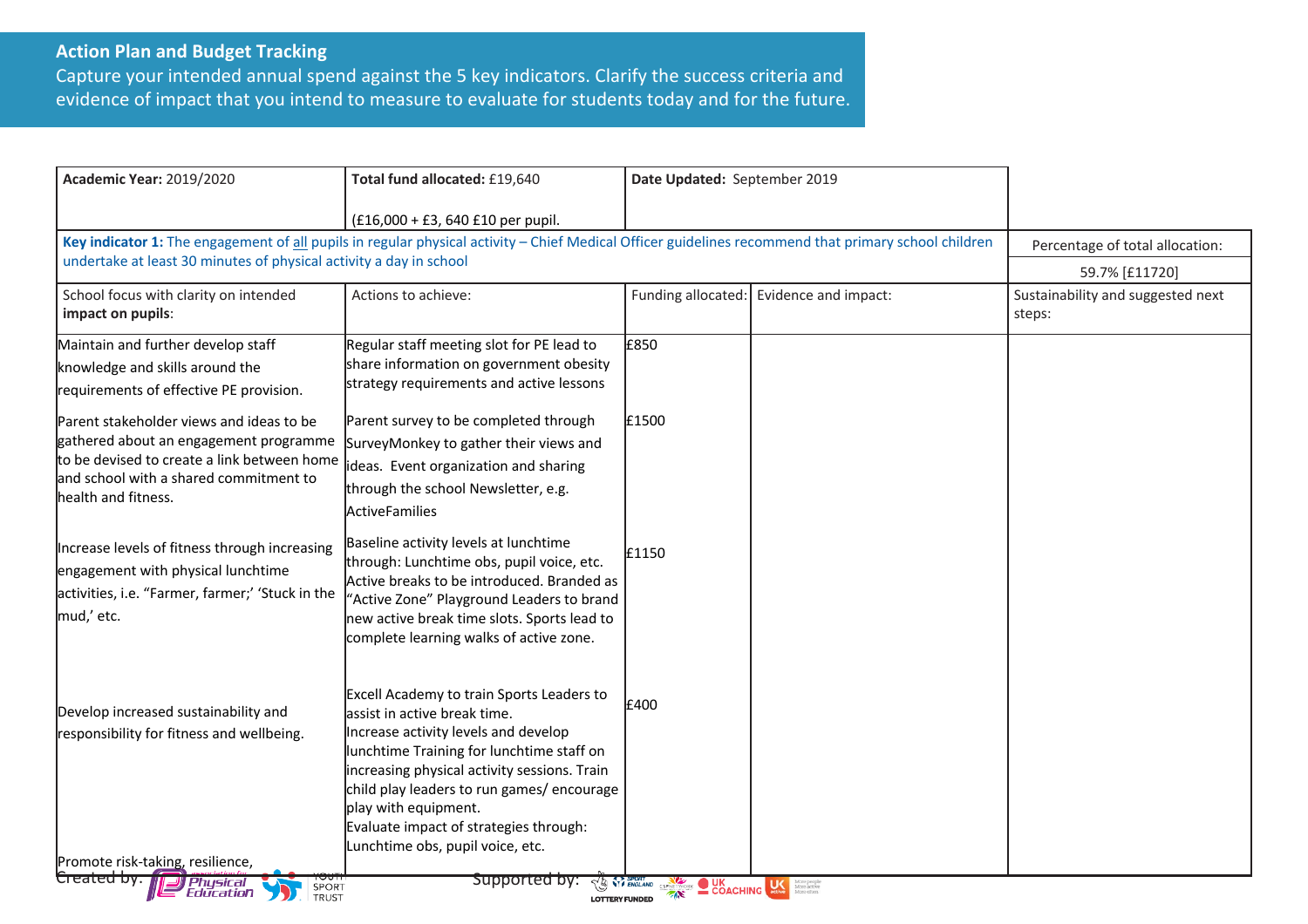## Action Plan and Budget Tracking

Capture your intended annual spend against the 5 key indicators. Clarify the success criteria and evidence of impact that you intend to measure to evaluate for students today and for the future.

| **Academic Year:** 2019/2020 | **Total fund allocated:** £19,640 (£16,000 + £3, 640 £10 per pupil. | **Date Updated:** September 2019 | | |
|---|---|---|---|---|
| **Key indicator 1:** The engagement of all pupils in regular physical activity – Chief Medical Officer guidelines recommend that primary school children undertake at least 30 minutes of physical activity a day in school | | | | Percentage of total allocation: 59.7% [£11720] |
| School focus with clarity on intended **impact on pupils**: | Actions to achieve: | Funding allocated: | Evidence and impact: | Sustainability and suggested next steps: |
| Maintain and further develop staff knowledge and skills around the requirements of effective PE provision. | Regular staff meeting slot for PE lead to share information on government obesity strategy requirements and active lessons | £850 | | |
| Parent stakeholder views and ideas to be gathered about an engagement programme to be devised to create a link between home and school with a shared commitment to health and fitness. | Parent survey to be completed through SurveyMonkey to gather their views and ideas. Event organization and sharing through the school Newsletter, e.g. ActiveFamilies | £1500 | | |
| Increase levels of fitness through increasing engagement with physical lunchtime activities, i.e. "Farmer, farmer;' 'Stuck in the mud,' etc. | Baseline activity levels at lunchtime through: Lunchtime obs, pupil voice, etc. Active breaks to be introduced. Branded as "Active Zone" Playground Leaders to brand new active break time slots. Sports lead to complete learning walks of active zone. | £1150 | | |
| Develop increased sustainability and responsibility for fitness and wellbeing. | Excell Academy to train Sports Leaders to assist in active break time. Increase activity levels and develop lunchtime Training for lunchtime staff on increasing physical activity sessions. Train child play leaders to run games/ encourage play with equipment. Evaluate impact of strategies through: Lunchtime obs, pupil voice, etc. | £400 | | |
| Promote risk-taking, resilience, | | | | |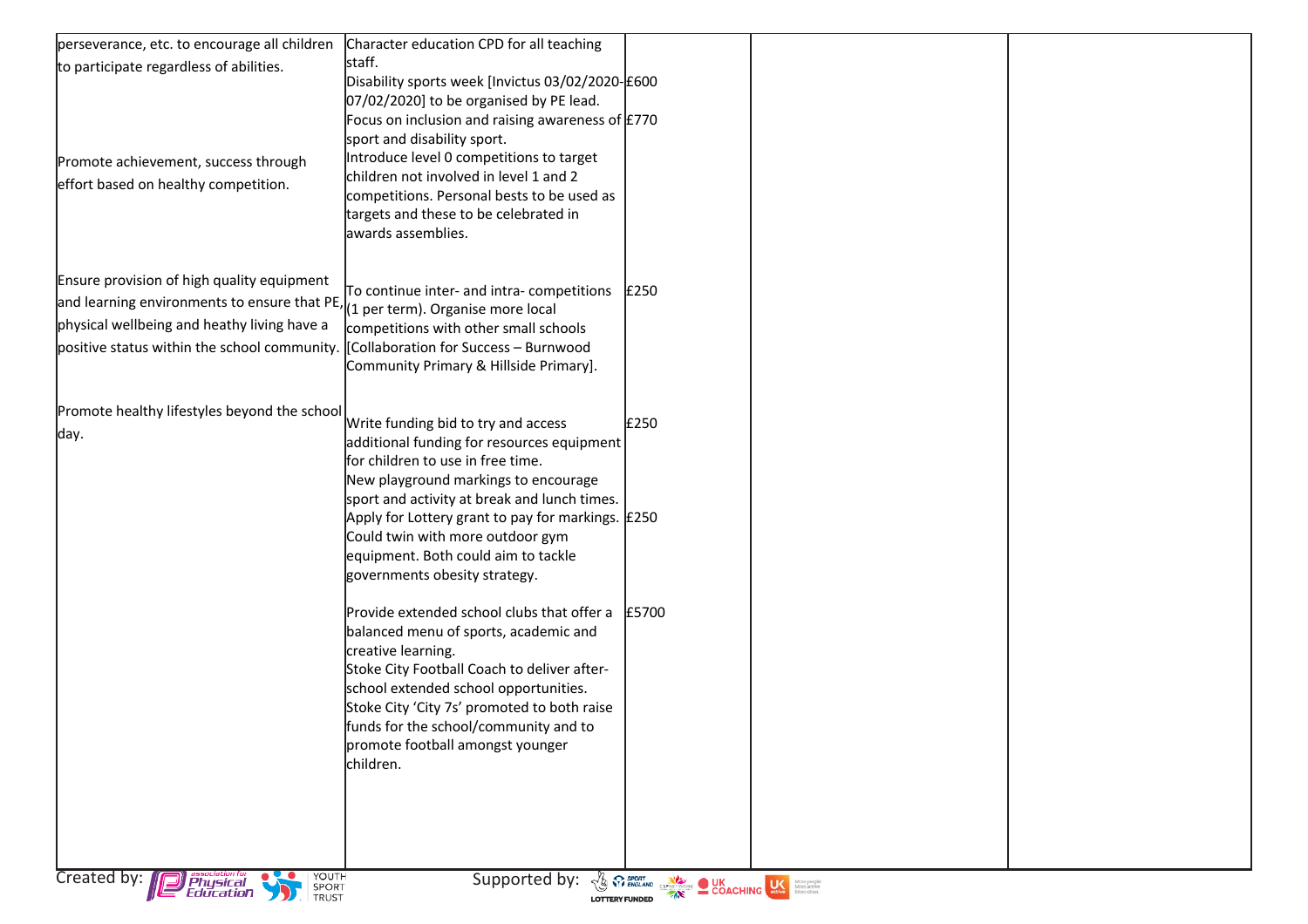| | | | | |
|---|---|---|---|---|
| perseverance, etc. to encourage all children to participate regardless of abilities.<br><br>Promote achievement, success through effort based on healthy competition. | Character education CPD for all teaching staff.<br>Disability sports week [Invictus 03/02/2020-07/02/2020] to be organised by PE lead.<br>Focus on inclusion and raising awareness of sport and disability sport.<br>Introduce level 0 competitions to target children not involved in level 1 and 2 competitions. Personal bests to be used as targets and these to be celebrated in awards assemblies. | £600<br><br>£770 | | |
| Ensure provision of high quality equipment and learning environments to ensure that PE, physical wellbeing and heathy living have a positive status within the school community. | To continue inter- and intra- competitions (1 per term). Organise more local competitions with other small schools [Collaboration for Success – Burnwood Community Primary & Hillside Primary]. | £250 | | |
| Promote healthy lifestyles beyond the school day. | Write funding bid to try and access additional funding for resources equipment for children to use in free time.<br>New playground markings to encourage sport and activity at break and lunch times. Apply for Lottery grant to pay for markings. Could twin with more outdoor gym equipment. Both could aim to tackle governments obesity strategy.<br><br>Provide extended school clubs that offer a balanced menu of sports, academic and creative learning.<br>Stoke City Football Coach to deliver after-school extended school opportunities.<br>Stoke City 'City 7s' promoted to both raise funds for the school/community and to promote football amongst younger children. | £250<br><br>£250<br><br>£5700 | | |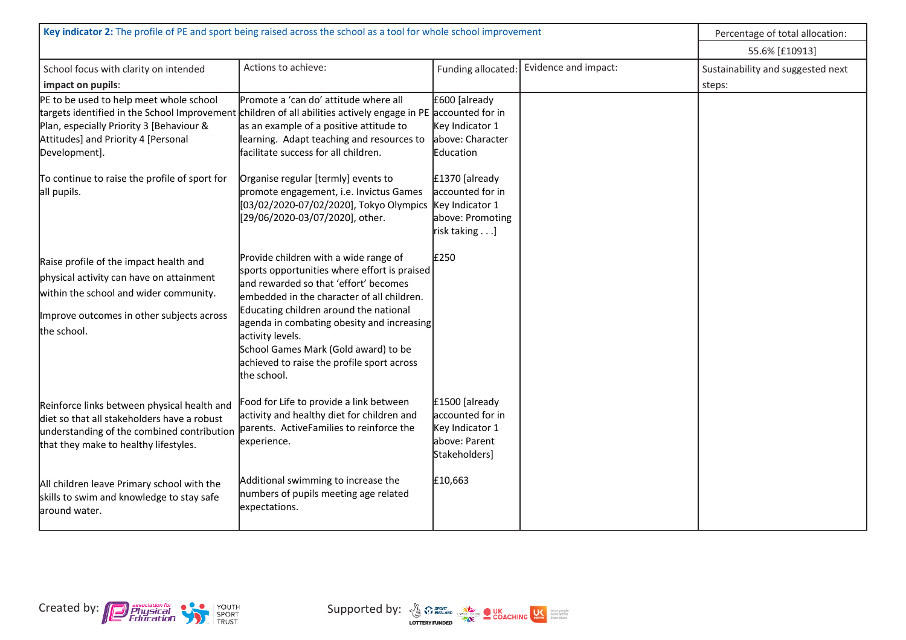| Key indicator 2: The profile of PE and sport being raised across the school as a tool for whole school improvement | | | | Percentage of total allocation: |
|---|---|---|---|---|
| | | | | 55.6% [£10913] |
| School focus with clarity on intended **impact on pupils**: | Actions to achieve: | Funding allocated: | Evidence and impact: | Sustainability and suggested next steps: |
| PE to be used to help meet whole school targets identified in the School Improvement Plan, especially Priority 3 [Behaviour & Attitudes] and Priority 4 [Personal Development]. | Promote a 'can do' attitude where all children of all abilities actively engage in PE as an example of a positive attitude to learning. Adapt teaching and resources to facilitate success for all children. | £600 [already accounted for in Key Indicator 1 above: Character Education | | |
| To continue to raise the profile of sport for all pupils. | Organise regular [termly] events to promote engagement, i.e. Invictus Games [03/02/2020-07/02/2020], Tokyo Olympics [29/06/2020-03/07/2020], other. | £1370 [already accounted for in Key Indicator 1 above: Promoting risk taking . . .] | | |
| Raise profile of the impact health and physical activity can have on attainment within the school and wider community.<br><br>Improve outcomes in other subjects across the school. | Provide children with a wide range of sports opportunities where effort is praised and rewarded so that 'effort' becomes embedded in the character of all children. Educating children around the national agenda in combating obesity and increasing activity levels.<br>School Games Mark (Gold award) to be achieved to raise the profile sport across the school. | £250 | | |
| Reinforce links between physical health and diet so that all stakeholders have a robust understanding of the combined contribution that they make to healthy lifestyles. | Food for Life to provide a link between activity and healthy diet for children and parents. ActiveFamilies to reinforce the experience. | £1500 [already accounted for in Key Indicator 1 above: Parent Stakeholders] | | |
| All children leave Primary school with the skills to swim and knowledge to stay safe around water. | Additional swimming to increase the numbers of pupils meeting age related expectations. | £10,663 | | |

Created by: association for Physical Education, YOUTH SPORT TRUST

Supported by: SPORT ENGLAND LOTTERY FUNDED, UK COACHING, UK active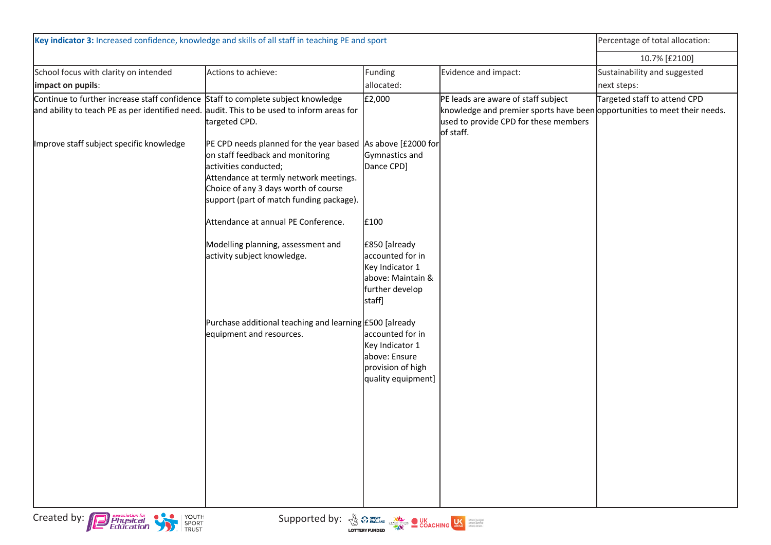| **Key indicator 3:** Increased confidence, knowledge and skills of all staff in teaching PE and sport | | | | Percentage of total allocation: |
|---|---|---|---|---|
| | | | | 10.7% [£2100] |
| School focus with clarity on intended **impact on pupils**: | Actions to achieve: | Funding allocated: | Evidence and impact: | Sustainability and suggested next steps: |
| Continue to further increase staff confidence and ability to teach PE as per identified need. | Staff to complete subject knowledge audit. This to be used to inform areas for targeted CPD. | £2,000 | PE leads are aware of staff subject knowledge and premier sports have been used to provide CPD for these members of staff. | Targeted staff to attend CPD opportunities to meet their needs. |
| Improve staff subject specific knowledge | PE CPD needs planned for the year based on staff feedback and monitoring activities conducted;<br>Attendance at termly network meetings.<br>Choice of any 3 days worth of course support (part of match funding package). | As above [£2000 for Gymnastics and Dance CPD] | | |
| | Attendance at annual PE Conference. | £100 | | |
| | Modelling planning, assessment and activity subject knowledge. | £850 [already accounted for in Key Indicator 1 above: Maintain & further develop staff] | | |
| | Purchase additional teaching and learning equipment and resources. | £500 [already accounted for in Key Indicator 1 above: Ensure provision of high quality equipment] | | |

Created by: Association for Physical Education, Youth Sport Trust

Supported by: Sport England, UK Coaching, UK Active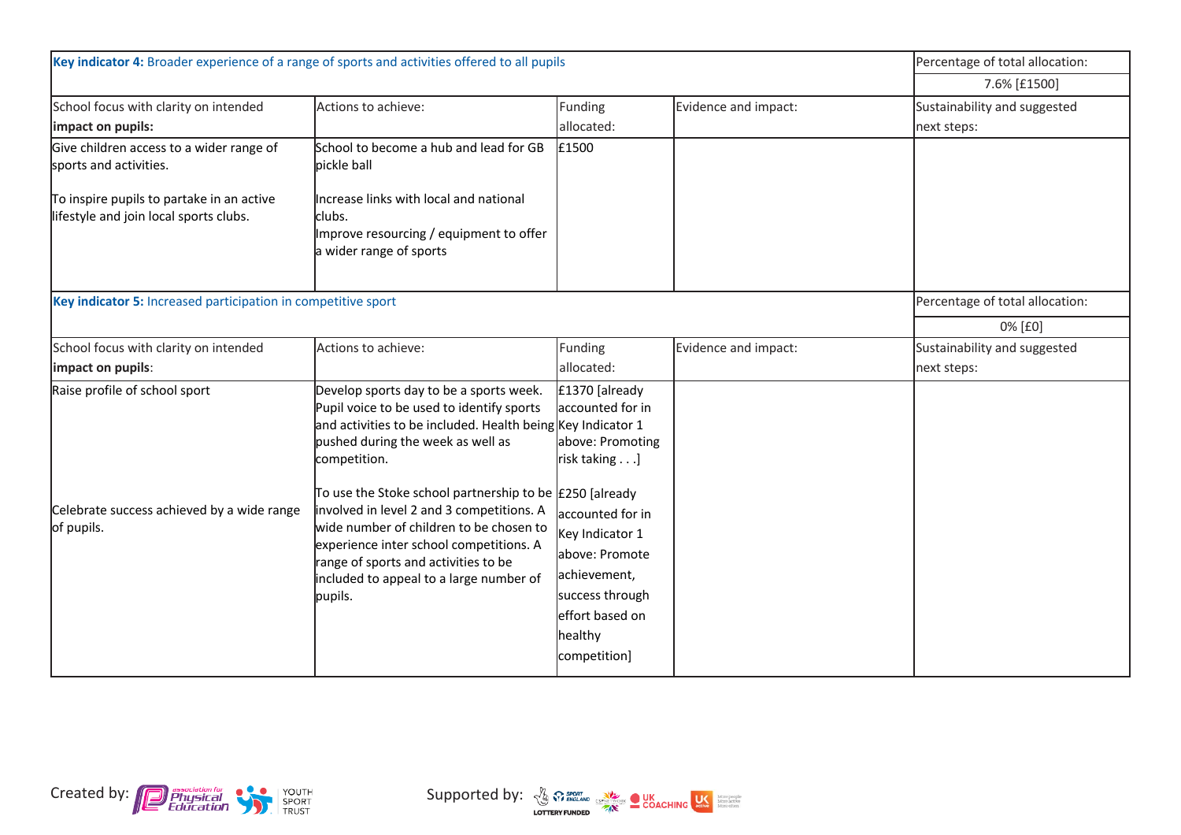| **Key indicator 4:** Broader experience of a range of sports and activities offered to all pupils | | | | Percentage of total allocation: |
|---|---|---|---|---|
| | | | | 7.6% [£1500] |
| School focus with clarity on intended **impact on pupils:** | Actions to achieve: | Funding allocated: | Evidence and impact: | Sustainability and suggested next steps: |
| Give children access to a wider range of sports and activities.<br><br>To inspire pupils to partake in an active lifestyle and join local sports clubs. | School to become a hub and lead for GB pickle ball<br><br>Increase links with local and national clubs.<br>Improve resourcing / equipment to offer a wider range of sports | £1500 | | |

| **Key indicator 5:** Increased participation in competitive sport | | | | Percentage of total allocation: |
|---|---|---|---|---|
| | | | | 0% [£0] |
| School focus with clarity on intended **impact on pupils**: | Actions to achieve: | Funding allocated: | Evidence and impact: | Sustainability and suggested next steps: |
| Raise profile of school sport | Develop sports day to be a sports week. Pupil voice to be used to identify sports and activities to be included. Health being pushed during the week as well as competition. | £1370 [already accounted for in Key Indicator 1 above: Promoting risk taking . . .] | | |
| Celebrate success achieved by a wide range of pupils. | To use the Stoke school partnership to be involved in level 2 and 3 competitions. A wide number of children to be chosen to experience inter school competitions. A range of sports and activities to be included to appeal to a large number of pupils. | £250 [already accounted for in Key Indicator 1 above: Promote achievement, success through effort based on healthy competition] | | |

Created by: association for Physical Education, YOUTH SPORT TRUST

Supported by: SPORT ENGLAND LOTTERY FUNDED, UK COACHING, UK active